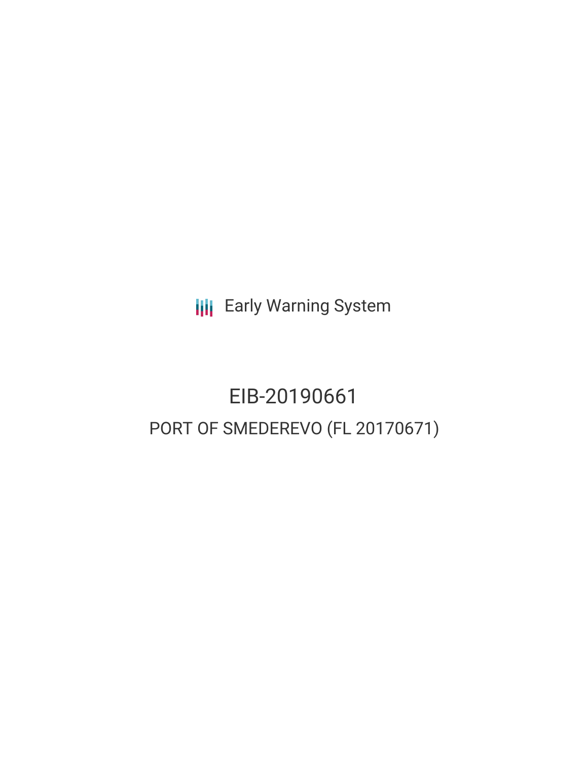Early Warning System

# EIB-20190661

## PORT OF SMEDEREVO (FL 20170671)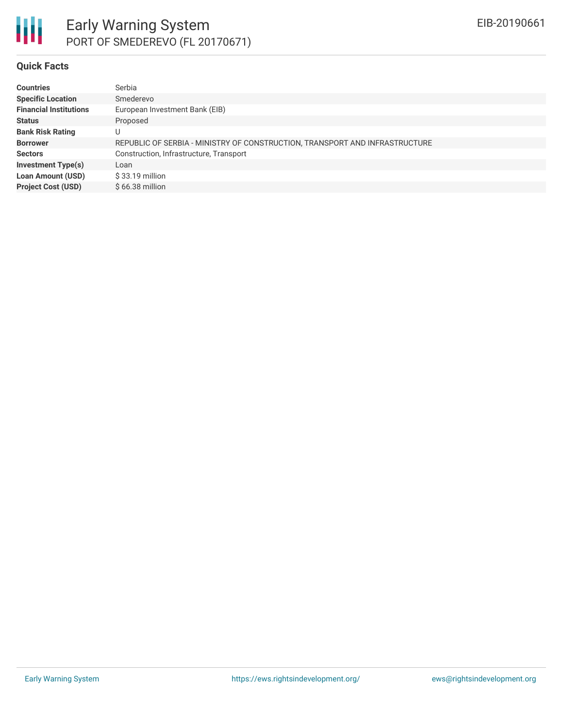# Early Warning System

PORT OF SMEDEREVO (FL 20170671)

EIB-20190661

## Quick Facts

| | |
|---|---|
| **Countries** | Serbia |
| **Specific Location** | Smederevo |
| **Financial Institutions** | European Investment Bank (EIB) |
| **Status** | Proposed |
| **Bank Risk Rating** | U |
| **Borrower** | REPUBLIC OF SERBIA - MINISTRY OF CONSTRUCTION, TRANSPORT AND INFRASTRUCTURE |
| **Sectors** | Construction, Infrastructure, Transport |
| **Investment Type(s)** | Loan |
| **Loan Amount (USD)** | $ 33.19 million |
| **Project Cost (USD)** | $ 66.38 million |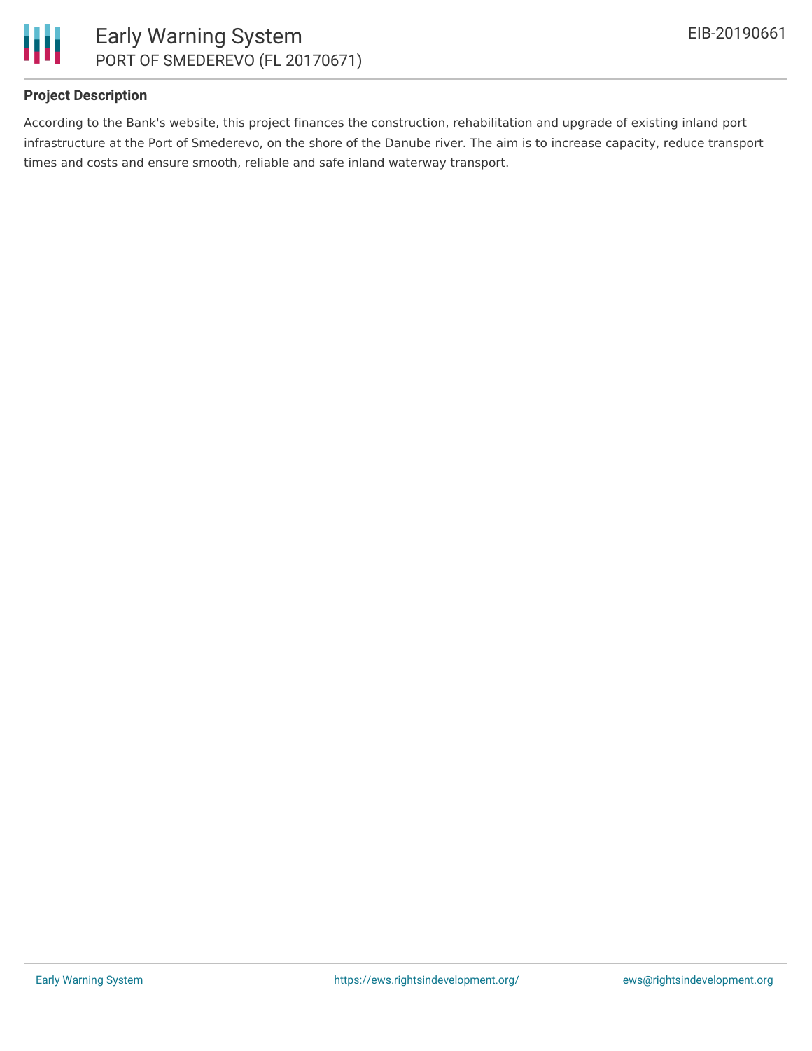**Project Description**

According to the Bank's website, this project finances the construction, rehabilitation and upgrade of existing inland port infrastructure at the Port of Smederevo, on the shore of the Danube river. The aim is to increase capacity, reduce transport times and costs and ensure smooth, reliable and safe inland waterway transport.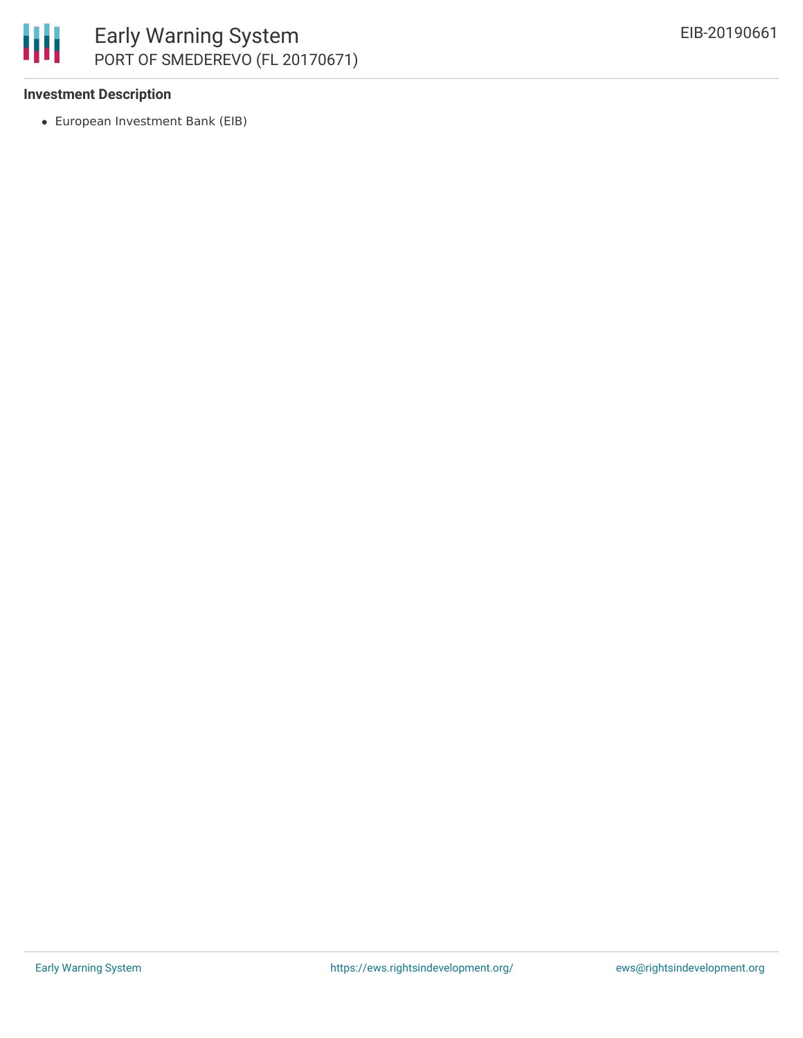**Investment Description**

- European Investment Bank (EIB)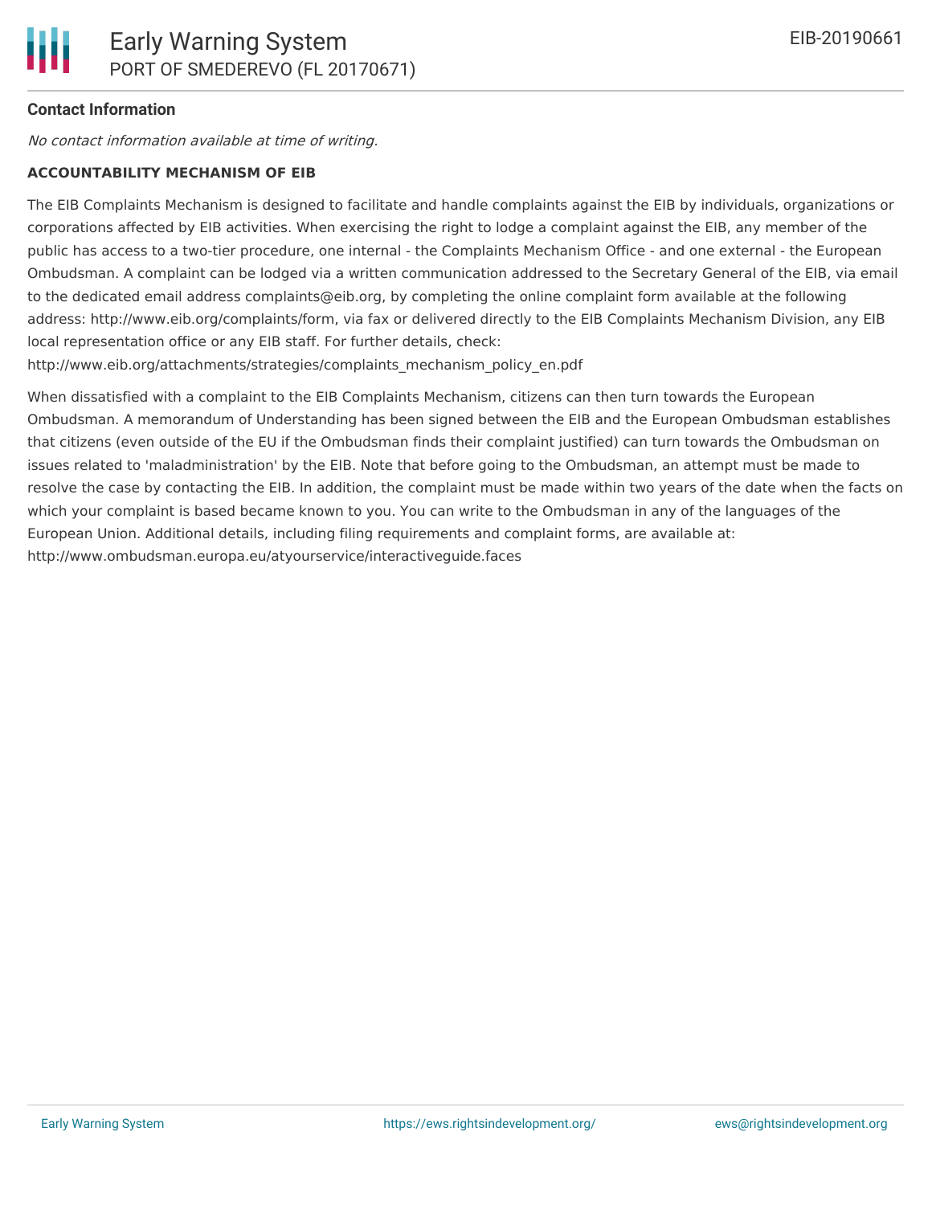**Contact Information**

*No contact information available at time of writing.*

**ACCOUNTABILITY MECHANISM OF EIB**

The EIB Complaints Mechanism is designed to facilitate and handle complaints against the EIB by individuals, organizations or corporations affected by EIB activities. When exercising the right to lodge a complaint against the EIB, any member of the public has access to a two-tier procedure, one internal - the Complaints Mechanism Office - and one external - the European Ombudsman. A complaint can be lodged via a written communication addressed to the Secretary General of the EIB, via email to the dedicated email address complaints@eib.org, by completing the online complaint form available at the following address: http://www.eib.org/complaints/form, via fax or delivered directly to the EIB Complaints Mechanism Division, any EIB local representation office or any EIB staff. For further details, check: http://www.eib.org/attachments/strategies/complaints_mechanism_policy_en.pdf

When dissatisfied with a complaint to the EIB Complaints Mechanism, citizens can then turn towards the European Ombudsman. A memorandum of Understanding has been signed between the EIB and the European Ombudsman establishes that citizens (even outside of the EU if the Ombudsman finds their complaint justified) can turn towards the Ombudsman on issues related to 'maladministration' by the EIB. Note that before going to the Ombudsman, an attempt must be made to resolve the case by contacting the EIB. In addition, the complaint must be made within two years of the date when the facts on which your complaint is based became known to you. You can write to the Ombudsman in any of the languages of the European Union. Additional details, including filing requirements and complaint forms, are available at: http://www.ombudsman.europa.eu/atyourservice/interactiveguide.faces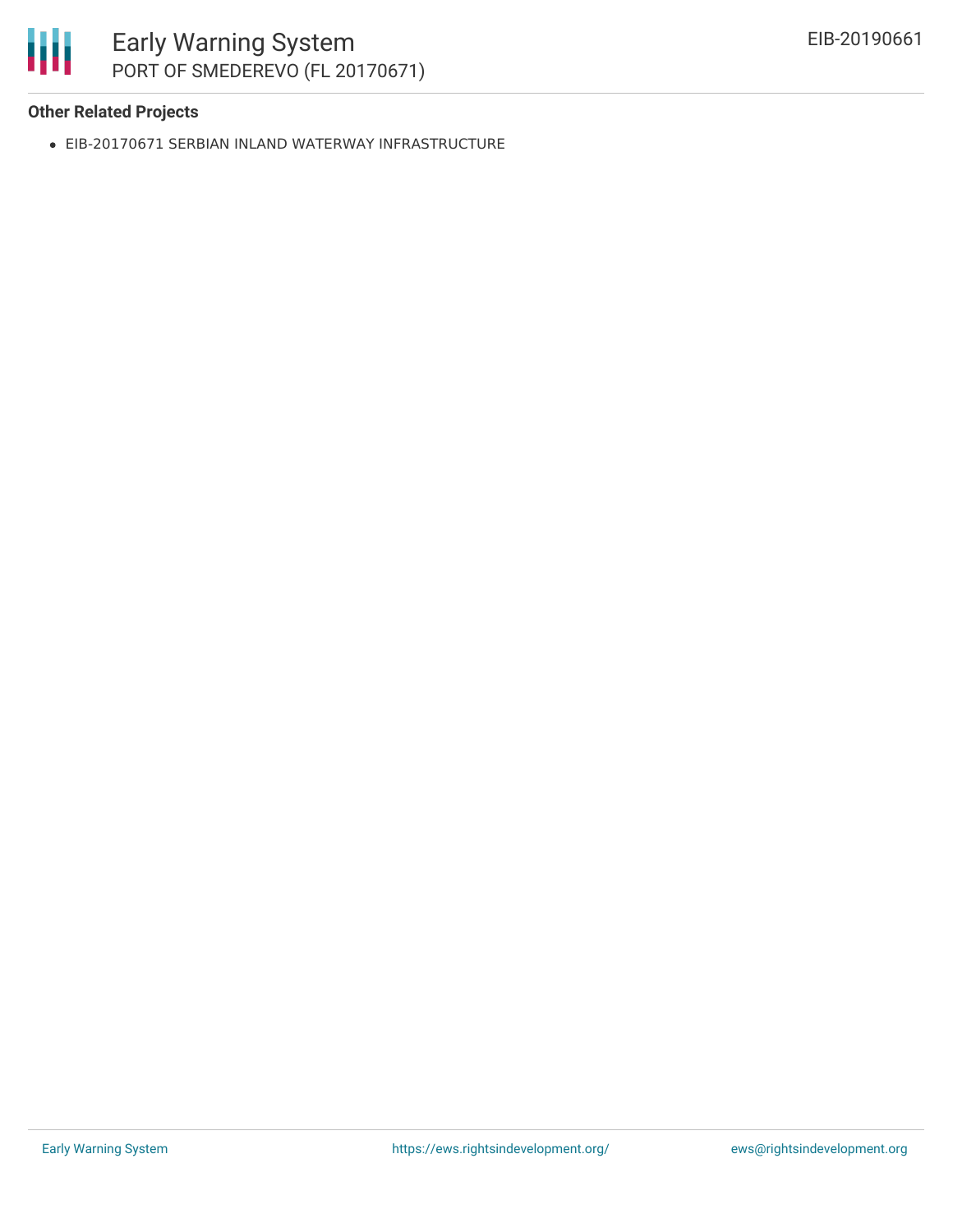**Other Related Projects**

- EIB-20170671 SERBIAN INLAND WATERWAY INFRASTRUCTURE